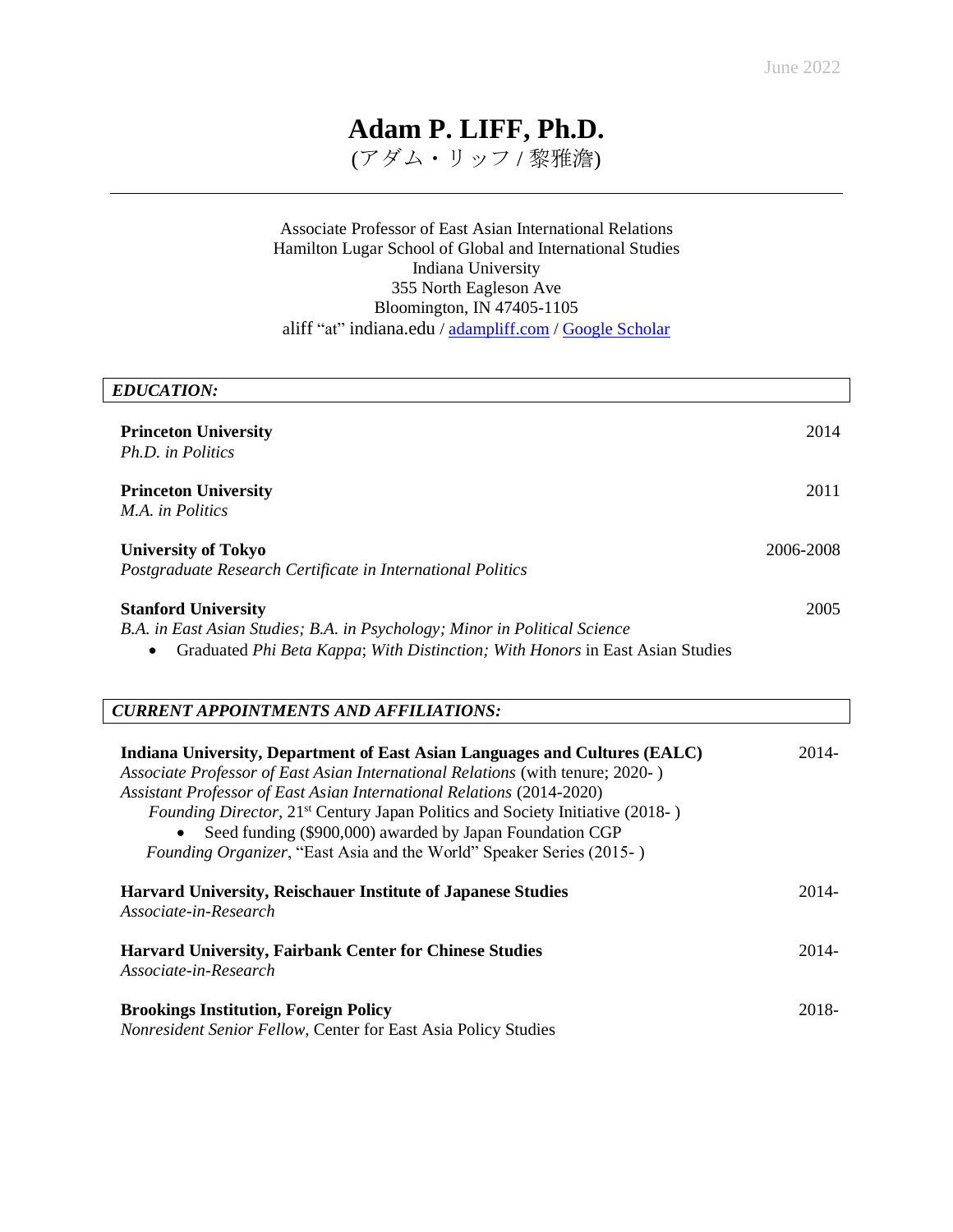June 2022

# Adam P. LIFF, Ph.D.

(アダム・リッフ / 黎雅澹)

---

Associate Professor of East Asian International Relations
Hamilton Lugar School of Global and International Studies
Indiana University
355 North Eagleson Ave
Bloomington, IN 47405-1105
aliff "at" indiana.edu / [adampliff.com](adampliff.com) / [Google Scholar](Google Scholar)

## *EDUCATION:*

**Princeton University** — 2014
*Ph.D. in Politics*

**Princeton University** — 2011
*M.A. in Politics*

**University of Tokyo** — 2006-2008
*Postgraduate Research Certificate in International Politics*

**Stanford University** — 2005
*B.A. in East Asian Studies; B.A. in Psychology; Minor in Political Science*

- Graduated *Phi Beta Kappa*; *With Distinction; With Honors* in East Asian Studies

## *CURRENT APPOINTMENTS AND AFFILIATIONS:*

**Indiana University, Department of East Asian Languages and Cultures (EALC)** — 2014-
*Associate Professor of East Asian International Relations* (with tenure; 2020- )
*Assistant Professor of East Asian International Relations* (2014-2020)
*Founding Director*, 21st Century Japan Politics and Society Initiative (2018- )

- Seed funding ($900,000) awarded by Japan Foundation CGP

*Founding Organizer*, "East Asia and the World" Speaker Series (2015- )

**Harvard University, Reischauer Institute of Japanese Studies** — 2014-
*Associate-in-Research*

**Harvard University, Fairbank Center for Chinese Studies** — 2014-
*Associate-in-Research*

**Brookings Institution, Foreign Policy** — 2018-
*Nonresident Senior Fellow*, Center for East Asia Policy Studies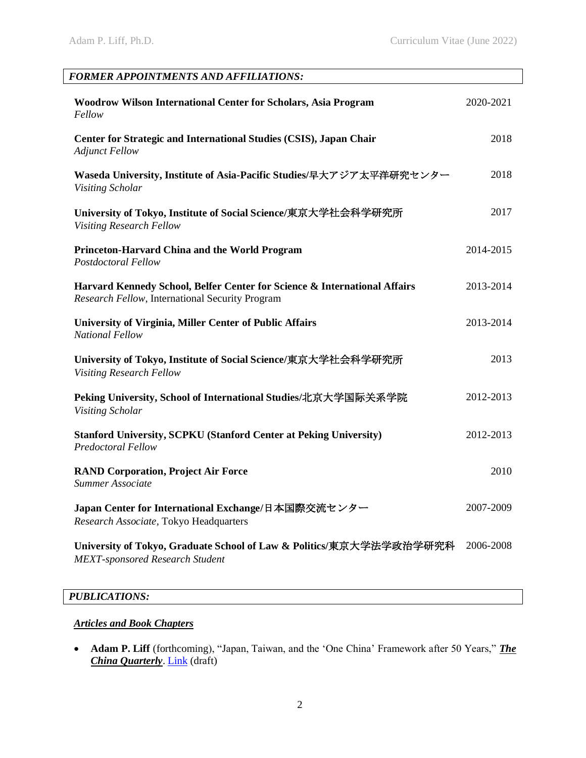## *FORMER APPOINTMENTS AND AFFILIATIONS:*

**Woodrow Wilson International Center for Scholars, Asia Program** — 2020-2021
*Fellow*

**Center for Strategic and International Studies (CSIS), Japan Chair** — 2018
*Adjunct Fellow*

**Waseda University, Institute of Asia-Pacific Studies/早大アジア太平洋研究センター** — 2018
*Visiting Scholar*

**University of Tokyo, Institute of Social Science/東京大学社会科学研究所** — 2017
*Visiting Research Fellow*

**Princeton-Harvard China and the World Program** — 2014-2015
*Postdoctoral Fellow*

**Harvard Kennedy School, Belfer Center for Science & International Affairs** — 2013-2014
*Research Fellow*, International Security Program

**University of Virginia, Miller Center of Public Affairs** — 2013-2014
*National Fellow*

**University of Tokyo, Institute of Social Science/東京大学社会科学研究所** — 2013
*Visiting Research Fellow*

**Peking University, School of International Studies/北京大学国际关系学院** — 2012-2013
*Visiting Scholar*

**Stanford University, SCPKU (Stanford Center at Peking University)** — 2012-2013
*Predoctoral Fellow*

**RAND Corporation, Project Air Force** — 2010
*Summer Associate*

**Japan Center for International Exchange/日本国際交流センター** — 2007-2009
*Research Associate*, Tokyo Headquarters

**University of Tokyo, Graduate School of Law & Politics/東京大学法学政治学研究科** — 2006-2008
*MEXT-sponsored Research Student*

## *PUBLICATIONS:*

### ***Articles and Book Chapters***

- **Adam P. Liff** (forthcoming), "Japan, Taiwan, and the 'One China' Framework after 50 Years," ***The China Quarterly***. Link (draft)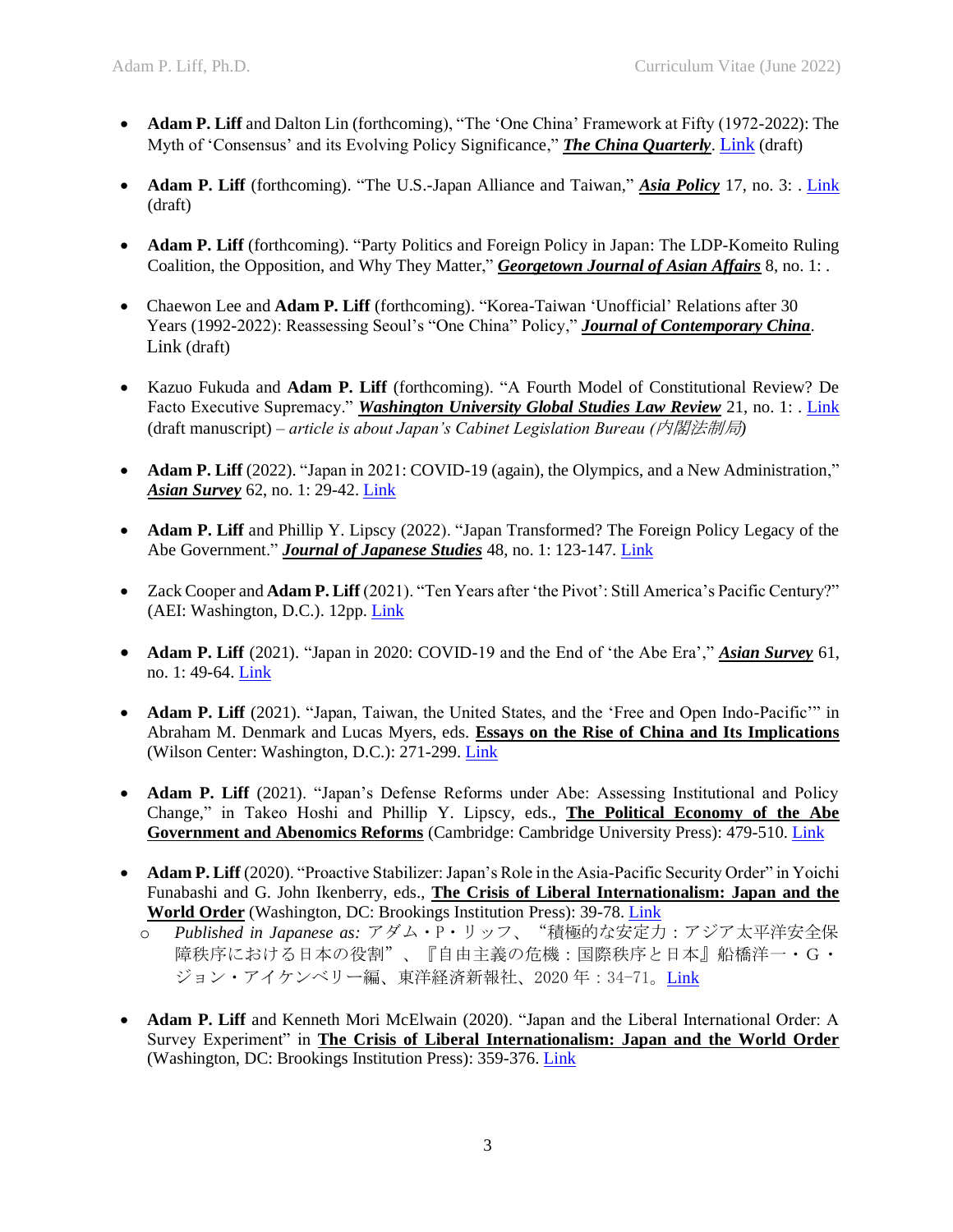- **Adam P. Liff** and Dalton Lin (forthcoming), "The 'One China' Framework at Fifty (1972-2022): The Myth of 'Consensus' and its Evolving Policy Significance," ***The China Quarterly***. Link (draft)

- **Adam P. Liff** (forthcoming). "The U.S.-Japan Alliance and Taiwan," ***Asia Policy*** 17, no. 3: . Link (draft)

- **Adam P. Liff** (forthcoming). "Party Politics and Foreign Policy in Japan: The LDP-Komeito Ruling Coalition, the Opposition, and Why They Matter," ***Georgetown Journal of Asian Affairs*** 8, no. 1: .

- Chaewon Lee and **Adam P. Liff** (forthcoming). "Korea-Taiwan 'Unofficial' Relations after 30 Years (1992-2022): Reassessing Seoul's "One China" Policy," ***Journal of Contemporary China***. Link (draft)

- Kazuo Fukuda and **Adam P. Liff** (forthcoming). "A Fourth Model of Constitutional Review? De Facto Executive Supremacy." ***Washington University Global Studies Law Review*** 21, no. 1: . Link (draft manuscript) – *article is about Japan's Cabinet Legislation Bureau (内閣法制局)*

- **Adam P. Liff** (2022). "Japan in 2021: COVID-19 (again), the Olympics, and a New Administration," ***Asian Survey*** 62, no. 1: 29-42. Link

- **Adam P. Liff** and Phillip Y. Lipscy (2022). "Japan Transformed? The Foreign Policy Legacy of the Abe Government." ***Journal of Japanese Studies*** 48, no. 1: 123-147. Link

- Zack Cooper and **Adam P. Liff** (2021). "Ten Years after 'the Pivot': Still America's Pacific Century?" (AEI: Washington, D.C.). 12pp. Link

- **Adam P. Liff** (2021). "Japan in 2020: COVID-19 and the End of 'the Abe Era'," ***Asian Survey*** 61, no. 1: 49-64. Link

- **Adam P. Liff** (2021). "Japan, Taiwan, the United States, and the 'Free and Open Indo-Pacific'" in Abraham M. Denmark and Lucas Myers, eds. **Essays on the Rise of China and Its Implications** (Wilson Center: Washington, D.C.): 271-299. Link

- **Adam P. Liff** (2021). "Japan's Defense Reforms under Abe: Assessing Institutional and Policy Change," in Takeo Hoshi and Phillip Y. Lipscy, eds., **The Political Economy of the Abe Government and Abenomics Reforms** (Cambridge: Cambridge University Press): 479-510. Link

- **Adam P. Liff** (2020). "Proactive Stabilizer: Japan's Role in the Asia-Pacific Security Order" in Yoichi Funabashi and G. John Ikenberry, eds., **The Crisis of Liberal Internationalism: Japan and the World Order** (Washington, DC: Brookings Institution Press): 39-78. Link
  - *Published in Japanese as:* アダム・P・リッフ、"積極的な安定力：アジア太平洋安全保障秩序における日本の役割"、『自由主義の危機：国際秩序と日本』船橋洋一・G・ジョン・アイケンベリー編、東洋経済新報社、2020 年：34−71。Link

- **Adam P. Liff** and Kenneth Mori McElwain (2020). "Japan and the Liberal International Order: A Survey Experiment" in **The Crisis of Liberal Internationalism: Japan and the World Order** (Washington, DC: Brookings Institution Press): 359-376. Link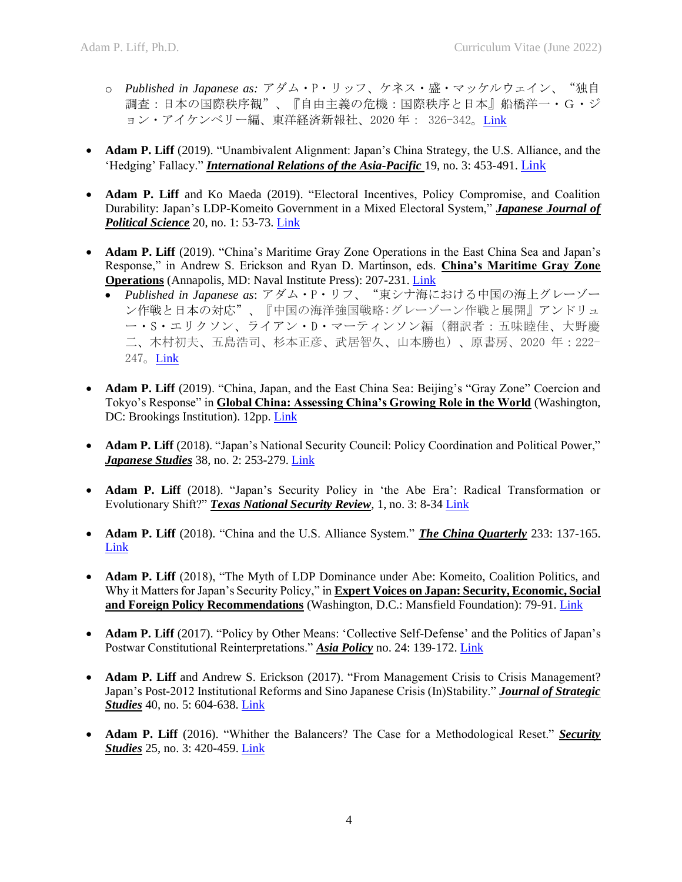- *Published in Japanese as:* アダム・P・リッフ、ケネス・盛・マッケルウェイン、"独自調査：日本の国際秩序観"、『自由主義の危機：国際秩序と日本』船橋洋一・G・ジョン・アイケンベリー編、東洋経済新報社、2020 年： 326-342。Link

- **Adam P. Liff** (2019). "Unambivalent Alignment: Japan's China Strategy, the U.S. Alliance, and the 'Hedging' Fallacy." ***International Relations of the Asia-Pacific*** 19, no. 3: 453-491. Link

- **Adam P. Liff** and Ko Maeda (2019). "Electoral Incentives, Policy Compromise, and Coalition Durability: Japan's LDP-Komeito Government in a Mixed Electoral System," ***Japanese Journal of Political Science*** 20, no. 1: 53-73. Link

- **Adam P. Liff** (2019). "China's Maritime Gray Zone Operations in the East China Sea and Japan's Response," in Andrew S. Erickson and Ryan D. Martinson, eds. **China's Maritime Gray Zone Operations** (Annapolis, MD: Naval Institute Press): 207-231. Link
  - *Published in Japanese as*: アダム・P・リフ、"東シナ海における中国の海上グレーゾーン作戦と日本の対応"、『中国の海洋強国戦略:グレーゾーン作戦と展開』アンドリュー・S・エリクソン、ライアン・D・マーティンソン編（翻訳者：五味睦佳、大野慶二、木村初夫、五島浩司、杉本正彦、武居智久、山本勝也）、原書房、2020 年：222-247。Link

- **Adam P. Liff** (2019). "China, Japan, and the East China Sea: Beijing's "Gray Zone" Coercion and Tokyo's Response" in **Global China: Assessing China's Growing Role in the World** (Washington, DC: Brookings Institution). 12pp. Link

- **Adam P. Liff** (2018). "Japan's National Security Council: Policy Coordination and Political Power," ***Japanese Studies*** 38, no. 2: 253-279. Link

- **Adam P. Liff** (2018). "Japan's Security Policy in 'the Abe Era': Radical Transformation or Evolutionary Shift?" ***Texas National Security Review***, 1, no. 3: 8-34 Link

- **Adam P. Liff** (2018). "China and the U.S. Alliance System." ***The China Quarterly*** 233: 137-165. Link

- **Adam P. Liff** (2018), "The Myth of LDP Dominance under Abe: Komeito, Coalition Politics, and Why it Matters for Japan's Security Policy," in **Expert Voices on Japan: Security, Economic, Social and Foreign Policy Recommendations** (Washington, D.C.: Mansfield Foundation): 79-91. Link

- **Adam P. Liff** (2017). "Policy by Other Means: 'Collective Self-Defense' and the Politics of Japan's Postwar Constitutional Reinterpretations." ***Asia Policy*** no. 24: 139-172. Link

- **Adam P. Liff** and Andrew S. Erickson (2017). "From Management Crisis to Crisis Management? Japan's Post-2012 Institutional Reforms and Sino Japanese Crisis (In)Stability." ***Journal of Strategic Studies*** 40, no. 5: 604-638. Link

- **Adam P. Liff** (2016). "Whither the Balancers? The Case for a Methodological Reset." ***Security Studies*** 25, no. 3: 420-459. Link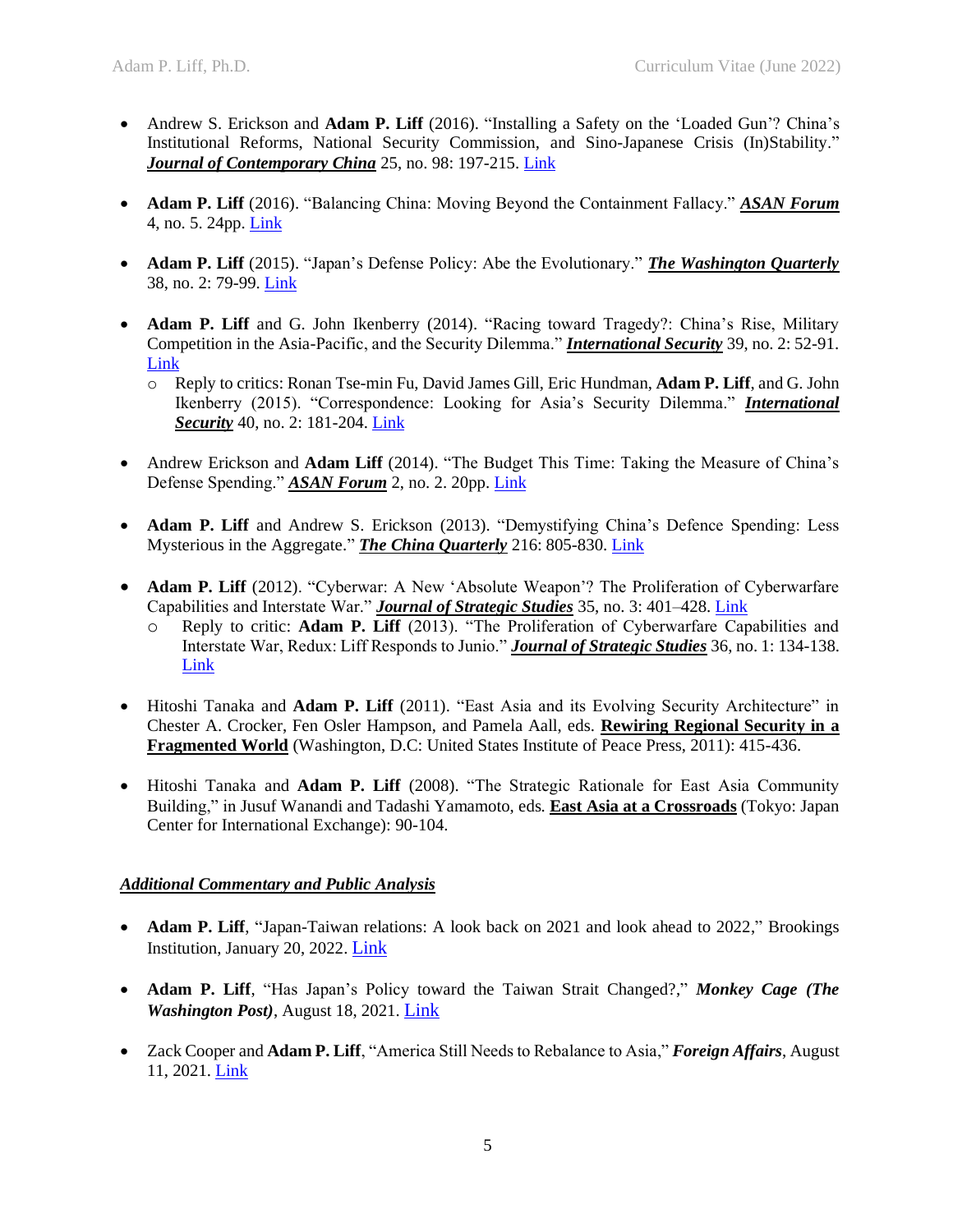- Andrew S. Erickson and **Adam P. Liff** (2016). "Installing a Safety on the 'Loaded Gun'? China's Institutional Reforms, National Security Commission, and Sino-Japanese Crisis (In)Stability." ***Journal of Contemporary China*** 25, no. 98: 197-215. Link

- **Adam P. Liff** (2016). "Balancing China: Moving Beyond the Containment Fallacy." ***ASAN Forum*** 4, no. 5. 24pp. Link

- **Adam P. Liff** (2015). "Japan's Defense Policy: Abe the Evolutionary." ***The Washington Quarterly*** 38, no. 2: 79-99. Link

- **Adam P. Liff** and G. John Ikenberry (2014). "Racing toward Tragedy?: China's Rise, Military Competition in the Asia-Pacific, and the Security Dilemma." ***International Security*** 39, no. 2: 52-91. Link
  - Reply to critics: Ronan Tse-min Fu, David James Gill, Eric Hundman, **Adam P. Liff**, and G. John Ikenberry (2015). "Correspondence: Looking for Asia's Security Dilemma." ***International Security*** 40, no. 2: 181-204. Link

- Andrew Erickson and **Adam Liff** (2014). "The Budget This Time: Taking the Measure of China's Defense Spending." ***ASAN Forum*** 2, no. 2. 20pp. Link

- **Adam P. Liff** and Andrew S. Erickson (2013). "Demystifying China's Defence Spending: Less Mysterious in the Aggregate." ***The China Quarterly*** 216: 805-830. Link

- **Adam P. Liff** (2012). "Cyberwar: A New 'Absolute Weapon'? The Proliferation of Cyberwarfare Capabilities and Interstate War." ***Journal of Strategic Studies*** 35, no. 3: 401–428. Link
  - Reply to critic: **Adam P. Liff** (2013). "The Proliferation of Cyberwarfare Capabilities and Interstate War, Redux: Liff Responds to Junio." ***Journal of Strategic Studies*** 36, no. 1: 134-138. Link

- Hitoshi Tanaka and **Adam P. Liff** (2011). "East Asia and its Evolving Security Architecture" in Chester A. Crocker, Fen Osler Hampson, and Pamela Aall, eds. **Rewiring Regional Security in a Fragmented World** (Washington, D.C: United States Institute of Peace Press, 2011): 415-436.

- Hitoshi Tanaka and **Adam P. Liff** (2008). "The Strategic Rationale for East Asia Community Building," in Jusuf Wanandi and Tadashi Yamamoto, eds. **East Asia at a Crossroads** (Tokyo: Japan Center for International Exchange): 90-104.

***Additional Commentary and Public Analysis***

- **Adam P. Liff**, "Japan-Taiwan relations: A look back on 2021 and look ahead to 2022," Brookings Institution, January 20, 2022. Link

- **Adam P. Liff**, "Has Japan's Policy toward the Taiwan Strait Changed?," ***Monkey Cage (The Washington Post)***, August 18, 2021. Link

- Zack Cooper and **Adam P. Liff**, "America Still Needs to Rebalance to Asia," ***Foreign Affairs***, August 11, 2021. Link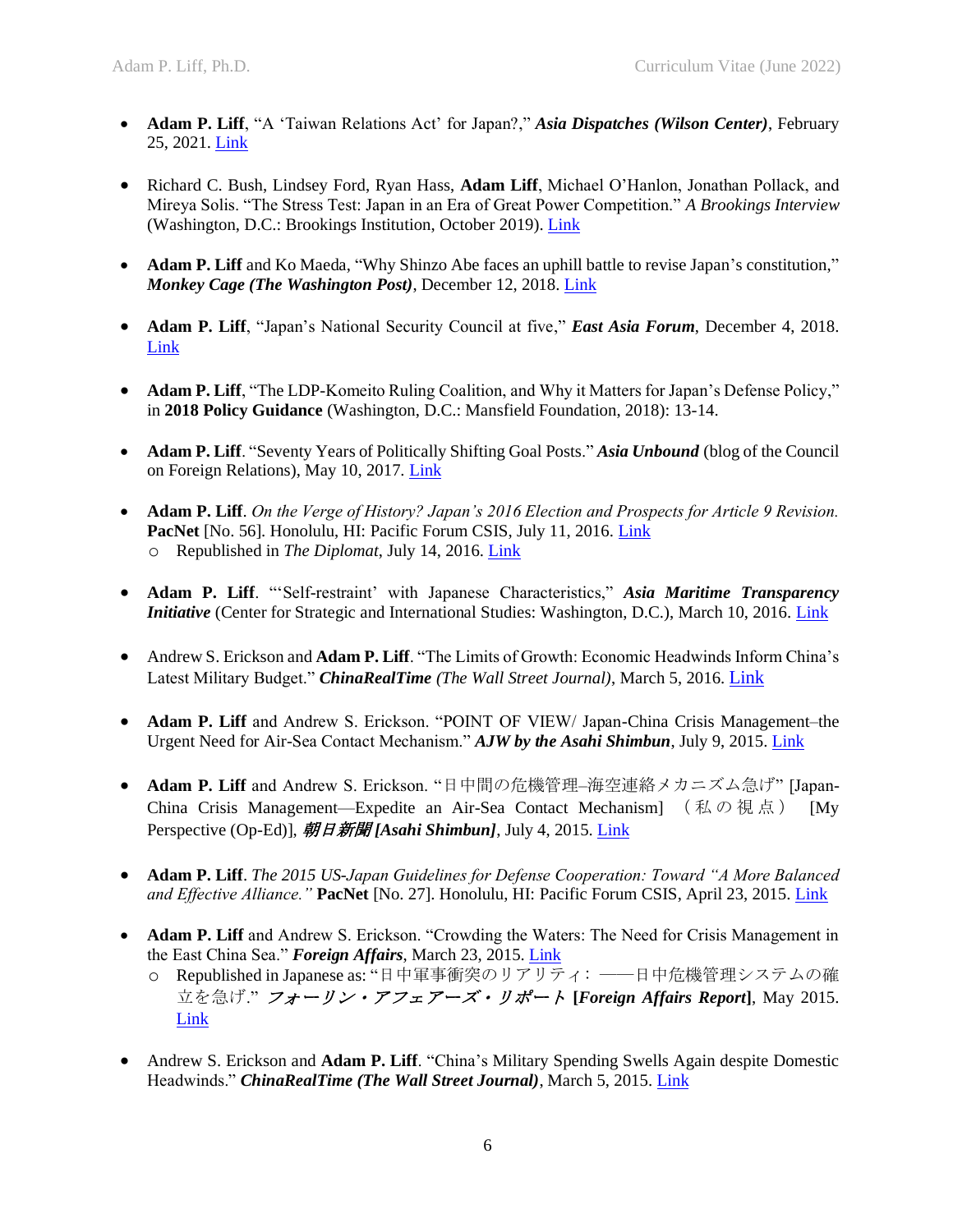- **Adam P. Liff**, "A 'Taiwan Relations Act' for Japan?," ***Asia Dispatches (Wilson Center)***, February 25, 2021. Link

- Richard C. Bush, Lindsey Ford, Ryan Hass, **Adam Liff**, Michael O'Hanlon, Jonathan Pollack, and Mireya Solis. "The Stress Test: Japan in an Era of Great Power Competition." *A Brookings Interview* (Washington, D.C.: Brookings Institution, October 2019). Link

- **Adam P. Liff** and Ko Maeda, "Why Shinzo Abe faces an uphill battle to revise Japan's constitution," ***Monkey Cage (The Washington Post)***, December 12, 2018. Link

- **Adam P. Liff**, "Japan's National Security Council at five," ***East Asia Forum***, December 4, 2018. Link

- **Adam P. Liff**, "The LDP-Komeito Ruling Coalition, and Why it Matters for Japan's Defense Policy," in **2018 Policy Guidance** (Washington, D.C.: Mansfield Foundation, 2018): 13-14.

- **Adam P. Liff**. "Seventy Years of Politically Shifting Goal Posts." ***Asia Unbound*** (blog of the Council on Foreign Relations), May 10, 2017. Link

- **Adam P. Liff**. *On the Verge of History? Japan's 2016 Election and Prospects for Article 9 Revision.* **PacNet** [No. 56]. Honolulu, HI: Pacific Forum CSIS, July 11, 2016. Link
  - Republished in *The Diplomat*, July 14, 2016. Link

- **Adam P. Liff**. "'Self-restraint' with Japanese Characteristics," ***Asia Maritime Transparency Initiative*** (Center for Strategic and International Studies: Washington, D.C.), March 10, 2016. Link

- Andrew S. Erickson and **Adam P. Liff**. "The Limits of Growth: Economic Headwinds Inform China's Latest Military Budget." ***ChinaRealTime (The Wall Street Journal)***, March 5, 2016. Link

- **Adam P. Liff** and Andrew S. Erickson. "POINT OF VIEW/ Japan-China Crisis Management–the Urgent Need for Air-Sea Contact Mechanism." ***AJW by the Asahi Shimbun***, July 9, 2015. Link

- **Adam P. Liff** and Andrew S. Erickson. "日中間の危機管理–海空連絡メカニズム急げ" [Japan-China Crisis Management—Expedite an Air-Sea Contact Mechanism] （私の視点） [My Perspective (Op-Ed)], ***朝日新聞 [Asahi Shimbun]***, July 4, 2015. Link

- **Adam P. Liff**. *The 2015 US-Japan Guidelines for Defense Cooperation: Toward "A More Balanced and Effective Alliance."* **PacNet** [No. 27]. Honolulu, HI: Pacific Forum CSIS, April 23, 2015. Link

- **Adam P. Liff** and Andrew S. Erickson. "Crowding the Waters: The Need for Crisis Management in the East China Sea." ***Foreign Affairs***, March 23, 2015. Link
  - Republished in Japanese as: "日中軍事衝突のリアリティ： ——日中危機管理システムの確立を急げ." ***フォーリン・アフェアーズ・リポート* [*Foreign Affairs Report*]**, May 2015. Link

- Andrew S. Erickson and **Adam P. Liff**. "China's Military Spending Swells Again despite Domestic Headwinds." ***ChinaRealTime (The Wall Street Journal)***, March 5, 2015. Link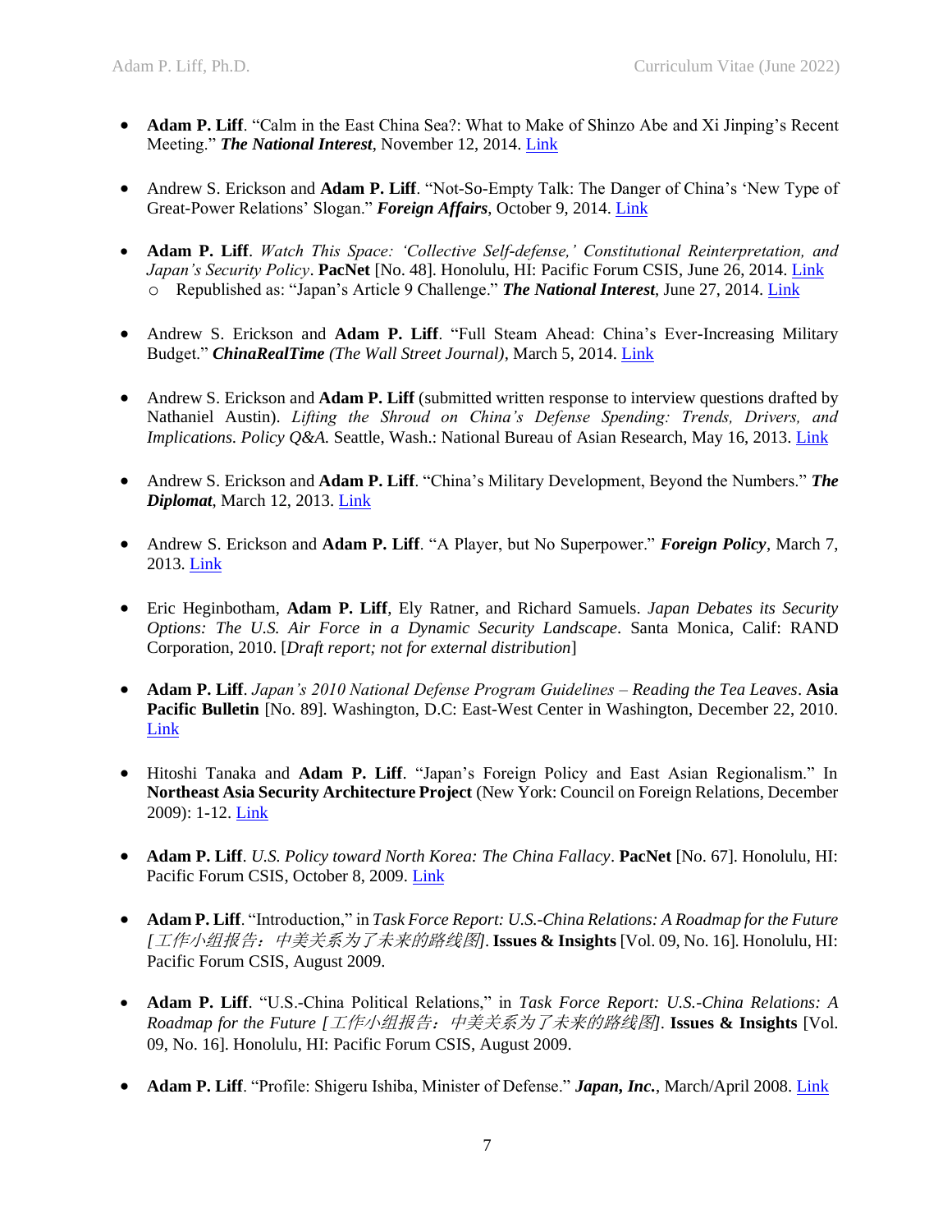- **Adam P. Liff**. "Calm in the East China Sea?: What to Make of Shinzo Abe and Xi Jinping's Recent Meeting." ***The National Interest***, November 12, 2014. Link

- Andrew S. Erickson and **Adam P. Liff**. "Not-So-Empty Talk: The Danger of China's 'New Type of Great-Power Relations' Slogan." ***Foreign Affairs***, October 9, 2014. Link

- **Adam P. Liff**. *Watch This Space: 'Collective Self-defense,' Constitutional Reinterpretation, and Japan's Security Policy*. **PacNet** [No. 48]. Honolulu, HI: Pacific Forum CSIS, June 26, 2014. Link
  - Republished as: "Japan's Article 9 Challenge." ***The National Interest***, June 27, 2014. Link

- Andrew S. Erickson and **Adam P. Liff**. "Full Steam Ahead: China's Ever-Increasing Military Budget." ***ChinaRealTime (The Wall Street Journal)***, March 5, 2014. Link

- Andrew S. Erickson and **Adam P. Liff** (submitted written response to interview questions drafted by Nathaniel Austin). *Lifting the Shroud on China's Defense Spending: Trends, Drivers, and Implications. Policy Q&A.* Seattle, Wash.: National Bureau of Asian Research, May 16, 2013. Link

- Andrew S. Erickson and **Adam P. Liff**. "China's Military Development, Beyond the Numbers." ***The Diplomat***, March 12, 2013. Link

- Andrew S. Erickson and **Adam P. Liff**. "A Player, but No Superpower." ***Foreign Policy***, March 7, 2013. Link

- Eric Heginbotham, **Adam P. Liff**, Ely Ratner, and Richard Samuels. *Japan Debates its Security Options: The U.S. Air Force in a Dynamic Security Landscape*. Santa Monica, Calif: RAND Corporation, 2010. [*Draft report; not for external distribution*]

- **Adam P. Liff**. *Japan's 2010 National Defense Program Guidelines – Reading the Tea Leaves*. **Asia Pacific Bulletin** [No. 89]. Washington, D.C: East-West Center in Washington, December 22, 2010. Link

- Hitoshi Tanaka and **Adam P. Liff**. "Japan's Foreign Policy and East Asian Regionalism." In **Northeast Asia Security Architecture Project** (New York: Council on Foreign Relations, December 2009): 1-12. Link

- **Adam P. Liff**. *U.S. Policy toward North Korea: The China Fallacy*. **PacNet** [No. 67]. Honolulu, HI: Pacific Forum CSIS, October 8, 2009. Link

- **Adam P. Liff**. "Introduction," in *Task Force Report: U.S.-China Relations: A Roadmap for the Future [工作小组报告：中美关系为了未来的路线图]*. **Issues & Insights** [Vol. 09, No. 16]. Honolulu, HI: Pacific Forum CSIS, August 2009.

- **Adam P. Liff**. "U.S.-China Political Relations," in *Task Force Report: U.S.-China Relations: A Roadmap for the Future [工作小组报告：中美关系为了未来的路线图]*. **Issues & Insights** [Vol. 09, No. 16]. Honolulu, HI: Pacific Forum CSIS, August 2009.

- **Adam P. Liff**. "Profile: Shigeru Ishiba, Minister of Defense." ***Japan, Inc.***, March/April 2008. Link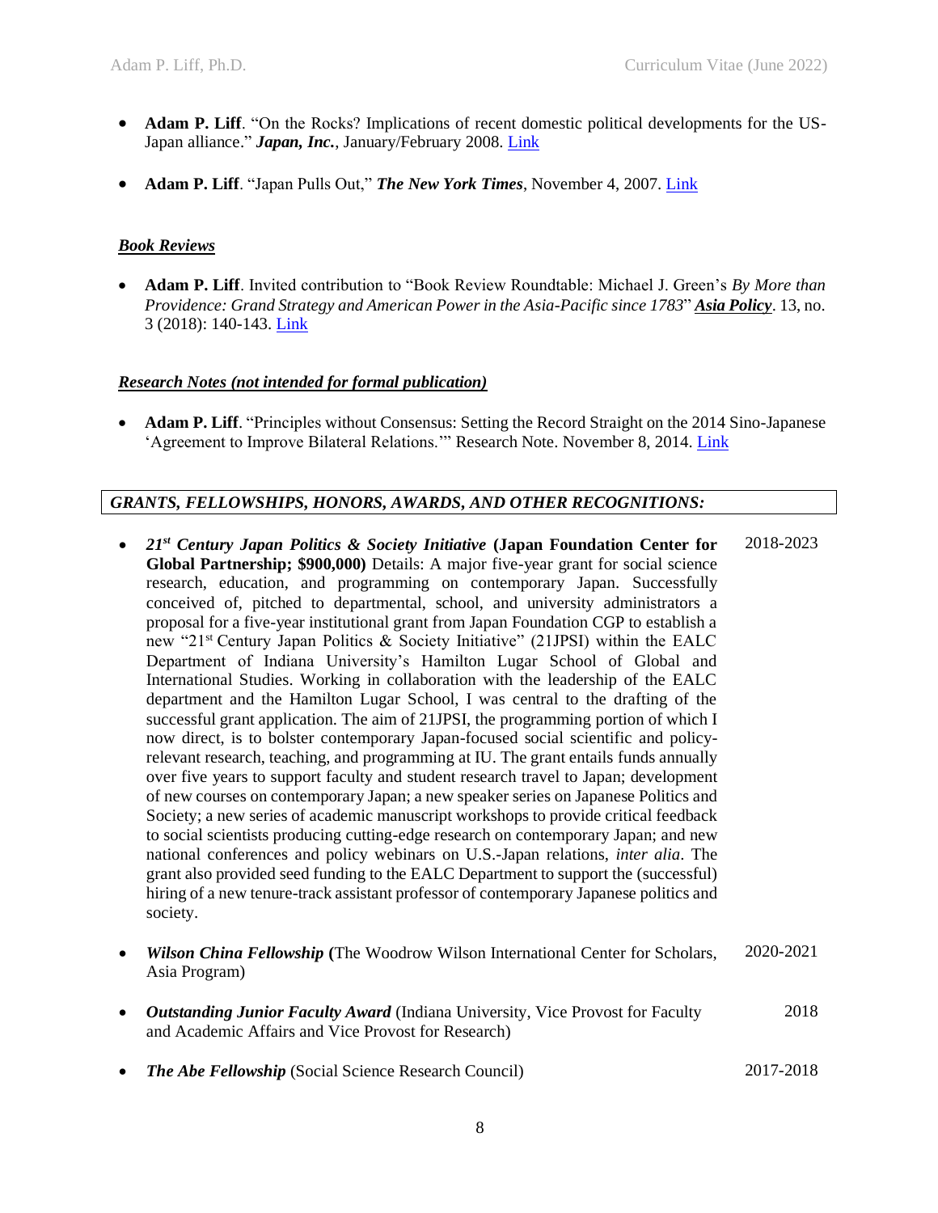- **Adam P. Liff**. "On the Rocks? Implications of recent domestic political developments for the US-Japan alliance." ***Japan, Inc.***, January/February 2008. [Link]

- **Adam P. Liff**. "Japan Pulls Out," ***The New York Times***, November 4, 2007. [Link]

### ***Book Reviews***

- **Adam P. Liff**. Invited contribution to "Book Review Roundtable: Michael J. Green's *By More than Providence: Grand Strategy and American Power in the Asia-Pacific since 1783*" ***Asia Policy***. 13, no. 3 (2018): 140-143. [Link]

### ***Research Notes (not intended for formal publication)***

- **Adam P. Liff**. "Principles without Consensus: Setting the Record Straight on the 2014 Sino-Japanese 'Agreement to Improve Bilateral Relations.'" Research Note. November 8, 2014. [Link]

## *GRANTS, FELLOWSHIPS, HONORS, AWARDS, AND OTHER RECOGNITIONS:*

- ***21st Century Japan Politics & Society Initiative*** **(Japan Foundation Center for Global Partnership; $900,000)** Details: A major five-year grant for social science research, education, and programming on contemporary Japan. Successfully conceived of, pitched to departmental, school, and university administrators a proposal for a five-year institutional grant from Japan Foundation CGP to establish a new "21st Century Japan Politics & Society Initiative" (21JPSI) within the EALC Department of Indiana University's Hamilton Lugar School of Global and International Studies. Working in collaboration with the leadership of the EALC department and the Hamilton Lugar School, I was central to the drafting of the successful grant application. The aim of 21JPSI, the programming portion of which I now direct, is to bolster contemporary Japan-focused social scientific and policy-relevant research, teaching, and programming at IU. The grant entails funds annually over five years to support faculty and student research travel to Japan; development of new courses on contemporary Japan; a new speaker series on Japanese Politics and Society; a new series of academic manuscript workshops to provide critical feedback to social scientists producing cutting-edge research on contemporary Japan; and new national conferences and policy webinars on U.S.-Japan relations, *inter alia*. The grant also provided seed funding to the EALC Department to support the (successful) hiring of a new tenure-track assistant professor of contemporary Japanese politics and society. — 2018-2023

- ***Wilson China Fellowship*** (The Woodrow Wilson International Center for Scholars, Asia Program) — 2020-2021

- ***Outstanding Junior Faculty Award*** (Indiana University, Vice Provost for Faculty and Academic Affairs and Vice Provost for Research) — 2018

- ***The Abe Fellowship*** (Social Science Research Council) — 2017-2018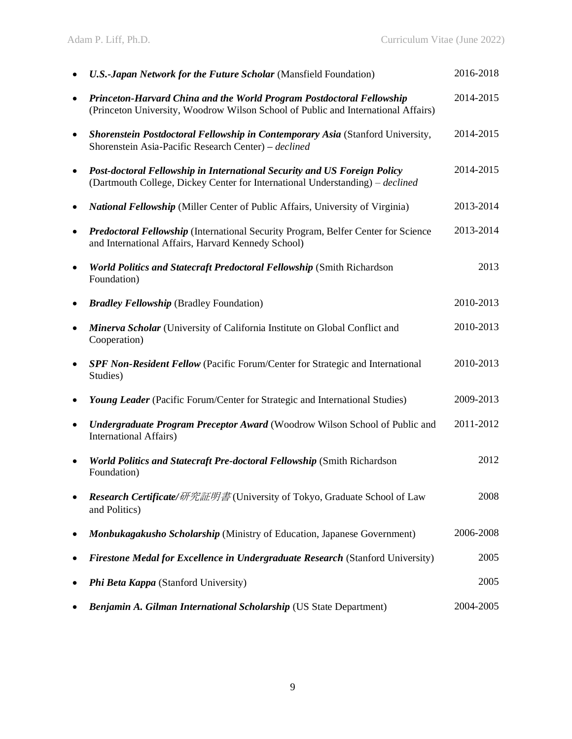- ***U.S.-Japan Network for the Future Scholar*** (Mansfield Foundation) 2016-2018
- ***Princeton-Harvard China and the World Program Postdoctoral Fellowship*** (Princeton University, Woodrow Wilson School of Public and International Affairs) 2014-2015
- ***Shorenstein Postdoctoral Fellowship in Contemporary Asia*** (Stanford University, Shorenstein Asia-Pacific Research Center) – *declined* 2014-2015
- ***Post-doctoral Fellowship in International Security and US Foreign Policy*** (Dartmouth College, Dickey Center for International Understanding) – *declined* 2014-2015
- ***National Fellowship*** (Miller Center of Public Affairs, University of Virginia) 2013-2014
- ***Predoctoral Fellowship*** (International Security Program, Belfer Center for Science and International Affairs, Harvard Kennedy School) 2013-2014
- ***World Politics and Statecraft Predoctoral Fellowship*** (Smith Richardson Foundation) 2013
- ***Bradley Fellowship*** (Bradley Foundation) 2010-2013
- ***Minerva Scholar*** (University of California Institute on Global Conflict and Cooperation) 2010-2013
- ***SPF Non-Resident Fellow*** (Pacific Forum/Center for Strategic and International Studies) 2010-2013
- ***Young Leader*** (Pacific Forum/Center for Strategic and International Studies) 2009-2013
- ***Undergraduate Program Preceptor Award*** (Woodrow Wilson School of Public and International Affairs) 2011-2012
- ***World Politics and Statecraft Pre-doctoral Fellowship*** (Smith Richardson Foundation) 2012
- ***Research Certificate/研究証明書*** (University of Tokyo, Graduate School of Law and Politics) 2008
- ***Monbukagakusho Scholarship*** (Ministry of Education, Japanese Government) 2006-2008
- ***Firestone Medal for Excellence in Undergraduate Research*** (Stanford University) 2005
- ***Phi Beta Kappa*** (Stanford University) 2005
- ***Benjamin A. Gilman International Scholarship*** (US State Department) 2004-2005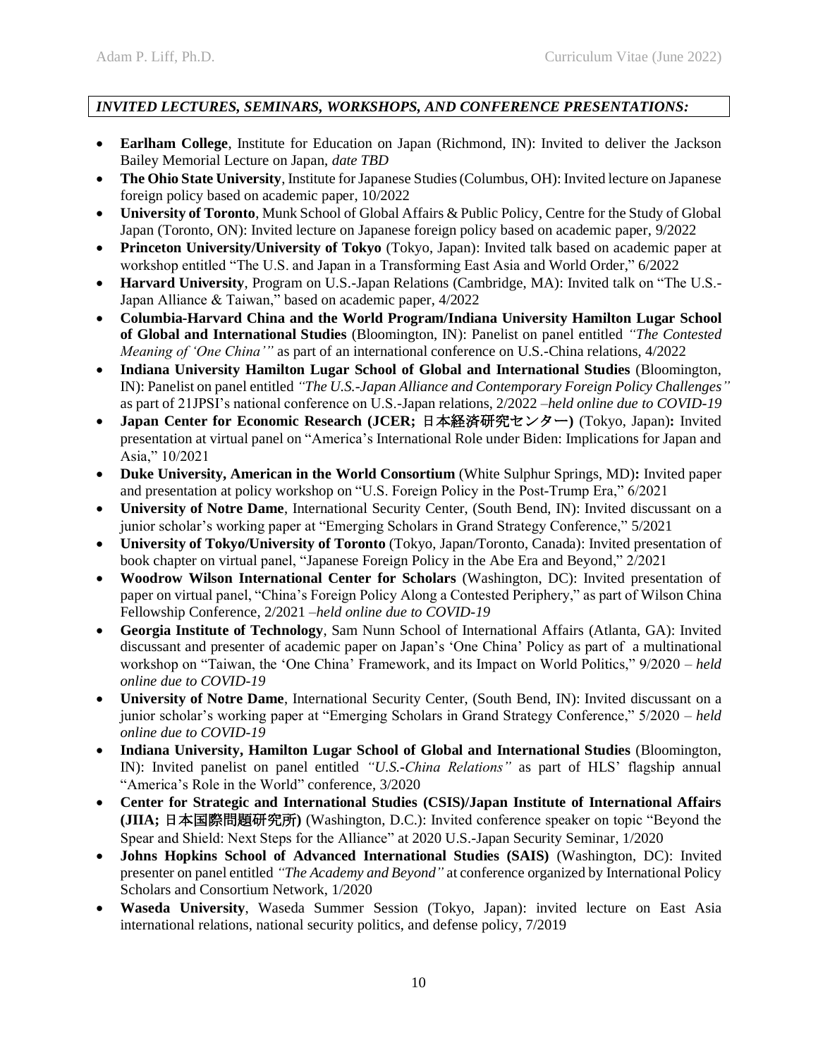***INVITED LECTURES, SEMINARS, WORKSHOPS, AND CONFERENCE PRESENTATIONS:***

- **Earlham College**, Institute for Education on Japan (Richmond, IN): Invited to deliver the Jackson Bailey Memorial Lecture on Japan, *date TBD*
- **The Ohio State University**, Institute for Japanese Studies (Columbus, OH): Invited lecture on Japanese foreign policy based on academic paper, 10/2022
- **University of Toronto**, Munk School of Global Affairs & Public Policy, Centre for the Study of Global Japan (Toronto, ON): Invited lecture on Japanese foreign policy based on academic paper, 9/2022
- **Princeton University/University of Tokyo** (Tokyo, Japan): Invited talk based on academic paper at workshop entitled "The U.S. and Japan in a Transforming East Asia and World Order," 6/2022
- **Harvard University**, Program on U.S.-Japan Relations (Cambridge, MA): Invited talk on "The U.S.-Japan Alliance & Taiwan," based on academic paper, 4/2022
- **Columbia-Harvard China and the World Program/Indiana University Hamilton Lugar School of Global and International Studies** (Bloomington, IN): Panelist on panel entitled *"The Contested Meaning of 'One China'"* as part of an international conference on U.S.-China relations, 4/2022
- **Indiana University Hamilton Lugar School of Global and International Studies** (Bloomington, IN): Panelist on panel entitled *"The U.S.-Japan Alliance and Contemporary Foreign Policy Challenges"* as part of 21JPSI's national conference on U.S.-Japan relations, 2/2022 –*held online due to COVID-19*
- **Japan Center for Economic Research (JCER; 日本経済研究センター)** (Tokyo, Japan)**:** Invited presentation at virtual panel on "America's International Role under Biden: Implications for Japan and Asia," 10/2021
- **Duke University, American in the World Consortium** (White Sulphur Springs, MD)**:** Invited paper and presentation at policy workshop on "U.S. Foreign Policy in the Post-Trump Era," 6/2021
- **University of Notre Dame**, International Security Center, (South Bend, IN): Invited discussant on a junior scholar's working paper at "Emerging Scholars in Grand Strategy Conference," 5/2021
- **University of Tokyo/University of Toronto** (Tokyo, Japan/Toronto, Canada): Invited presentation of book chapter on virtual panel, "Japanese Foreign Policy in the Abe Era and Beyond," 2/2021
- **Woodrow Wilson International Center for Scholars** (Washington, DC): Invited presentation of paper on virtual panel, "China's Foreign Policy Along a Contested Periphery," as part of Wilson China Fellowship Conference, 2/2021 –*held online due to COVID-19*
- **Georgia Institute of Technology**, Sam Nunn School of International Affairs (Atlanta, GA): Invited discussant and presenter of academic paper on Japan's 'One China' Policy as part of a multinational workshop on "Taiwan, the 'One China' Framework, and its Impact on World Politics," 9/2020 – *held online due to COVID-19*
- **University of Notre Dame**, International Security Center, (South Bend, IN): Invited discussant on a junior scholar's working paper at "Emerging Scholars in Grand Strategy Conference," 5/2020 – *held online due to COVID-19*
- **Indiana University, Hamilton Lugar School of Global and International Studies** (Bloomington, IN): Invited panelist on panel entitled *"U.S.-China Relations"* as part of HLS' flagship annual "America's Role in the World" conference, 3/2020
- **Center for Strategic and International Studies (CSIS)/Japan Institute of International Affairs (JIIA; 日本国際問題研究所)** (Washington, D.C.): Invited conference speaker on topic "Beyond the Spear and Shield: Next Steps for the Alliance" at 2020 U.S.-Japan Security Seminar, 1/2020
- **Johns Hopkins School of Advanced International Studies (SAIS)** (Washington, DC): Invited presenter on panel entitled *"The Academy and Beyond"* at conference organized by International Policy Scholars and Consortium Network, 1/2020
- **Waseda University**, Waseda Summer Session (Tokyo, Japan): invited lecture on East Asia international relations, national security politics, and defense policy, 7/2019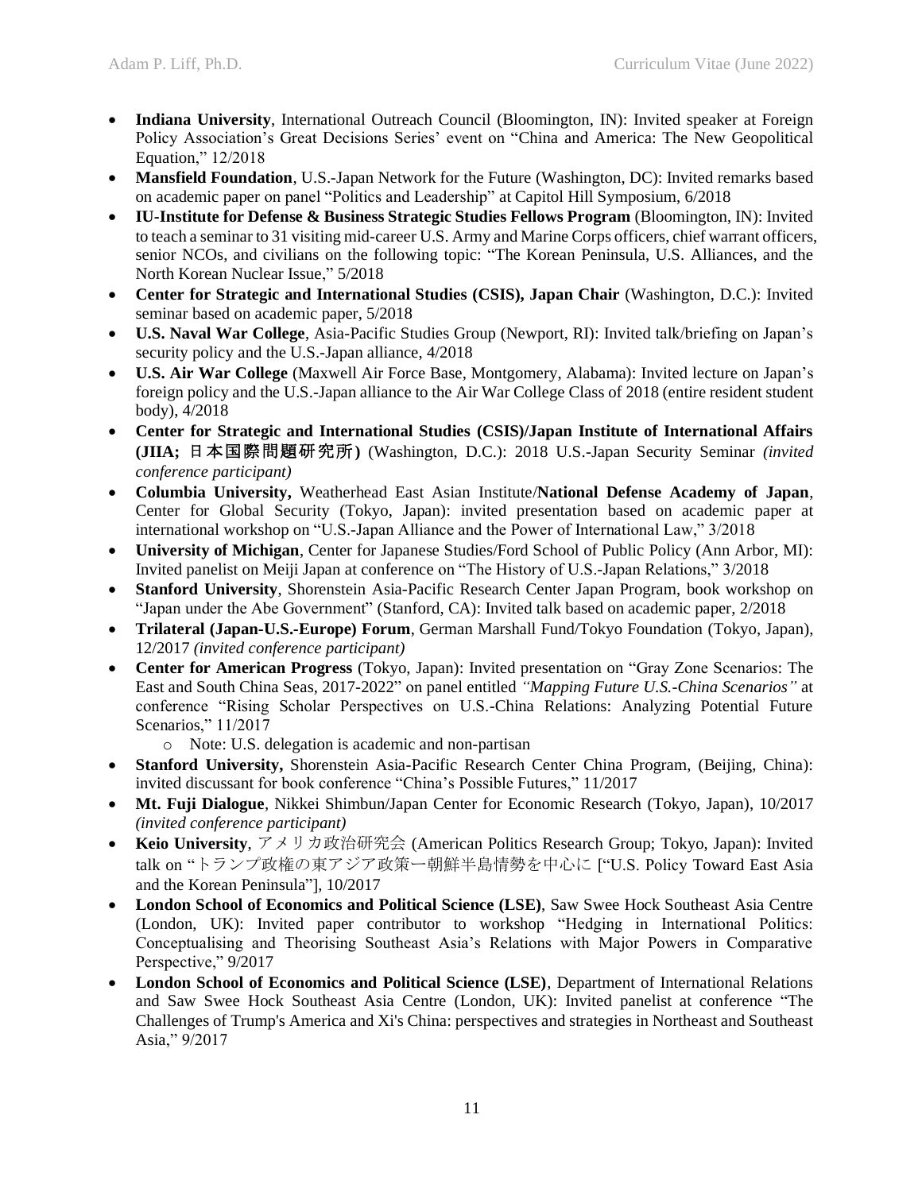- **Indiana University**, International Outreach Council (Bloomington, IN): Invited speaker at Foreign Policy Association's Great Decisions Series' event on "China and America: The New Geopolitical Equation," 12/2018
- **Mansfield Foundation**, U.S.-Japan Network for the Future (Washington, DC): Invited remarks based on academic paper on panel "Politics and Leadership" at Capitol Hill Symposium, 6/2018
- **IU-Institute for Defense & Business Strategic Studies Fellows Program** (Bloomington, IN): Invited to teach a seminar to 31 visiting mid-career U.S. Army and Marine Corps officers, chief warrant officers, senior NCOs, and civilians on the following topic: "The Korean Peninsula, U.S. Alliances, and the North Korean Nuclear Issue," 5/2018
- **Center for Strategic and International Studies (CSIS), Japan Chair** (Washington, D.C.): Invited seminar based on academic paper, 5/2018
- **U.S. Naval War College**, Asia-Pacific Studies Group (Newport, RI): Invited talk/briefing on Japan's security policy and the U.S.-Japan alliance, 4/2018
- **U.S. Air War College** (Maxwell Air Force Base, Montgomery, Alabama): Invited lecture on Japan's foreign policy and the U.S.-Japan alliance to the Air War College Class of 2018 (entire resident student body), 4/2018
- **Center for Strategic and International Studies (CSIS)/Japan Institute of International Affairs (JIIA; 日本国際問題研究所)** (Washington, D.C.): 2018 U.S.-Japan Security Seminar *(invited conference participant)*
- **Columbia University,** Weatherhead East Asian Institute/**National Defense Academy of Japan**, Center for Global Security (Tokyo, Japan): invited presentation based on academic paper at international workshop on "U.S.-Japan Alliance and the Power of International Law," 3/2018
- **University of Michigan**, Center for Japanese Studies/Ford School of Public Policy (Ann Arbor, MI): Invited panelist on Meiji Japan at conference on "The History of U.S.-Japan Relations," 3/2018
- **Stanford University**, Shorenstein Asia-Pacific Research Center Japan Program, book workshop on "Japan under the Abe Government" (Stanford, CA): Invited talk based on academic paper, 2/2018
- **Trilateral (Japan-U.S.-Europe) Forum**, German Marshall Fund/Tokyo Foundation (Tokyo, Japan), 12/2017 *(invited conference participant)*
- **Center for American Progress** (Tokyo, Japan): Invited presentation on "Gray Zone Scenarios: The East and South China Seas, 2017-2022" on panel entitled *"Mapping Future U.S.-China Scenarios"* at conference "Rising Scholar Perspectives on U.S.-China Relations: Analyzing Potential Future Scenarios," 11/2017
  - Note: U.S. delegation is academic and non-partisan
- **Stanford University,** Shorenstein Asia-Pacific Research Center China Program, (Beijing, China): invited discussant for book conference "China's Possible Futures," 11/2017
- **Mt. Fuji Dialogue**, Nikkei Shimbun/Japan Center for Economic Research (Tokyo, Japan), 10/2017 *(invited conference participant)*
- **Keio University**, アメリカ政治研究会 (American Politics Research Group; Tokyo, Japan): Invited talk on "トランプ政権の東アジア政策ー朝鮮半島情勢を中心に ["U.S. Policy Toward East Asia and the Korean Peninsula"], 10/2017
- **London School of Economics and Political Science (LSE)**, Saw Swee Hock Southeast Asia Centre (London, UK): Invited paper contributor to workshop "Hedging in International Politics: Conceptualising and Theorising Southeast Asia's Relations with Major Powers in Comparative Perspective," 9/2017
- **London School of Economics and Political Science (LSE)**, Department of International Relations and Saw Swee Hock Southeast Asia Centre (London, UK): Invited panelist at conference "The Challenges of Trump's America and Xi's China: perspectives and strategies in Northeast and Southeast Asia," 9/2017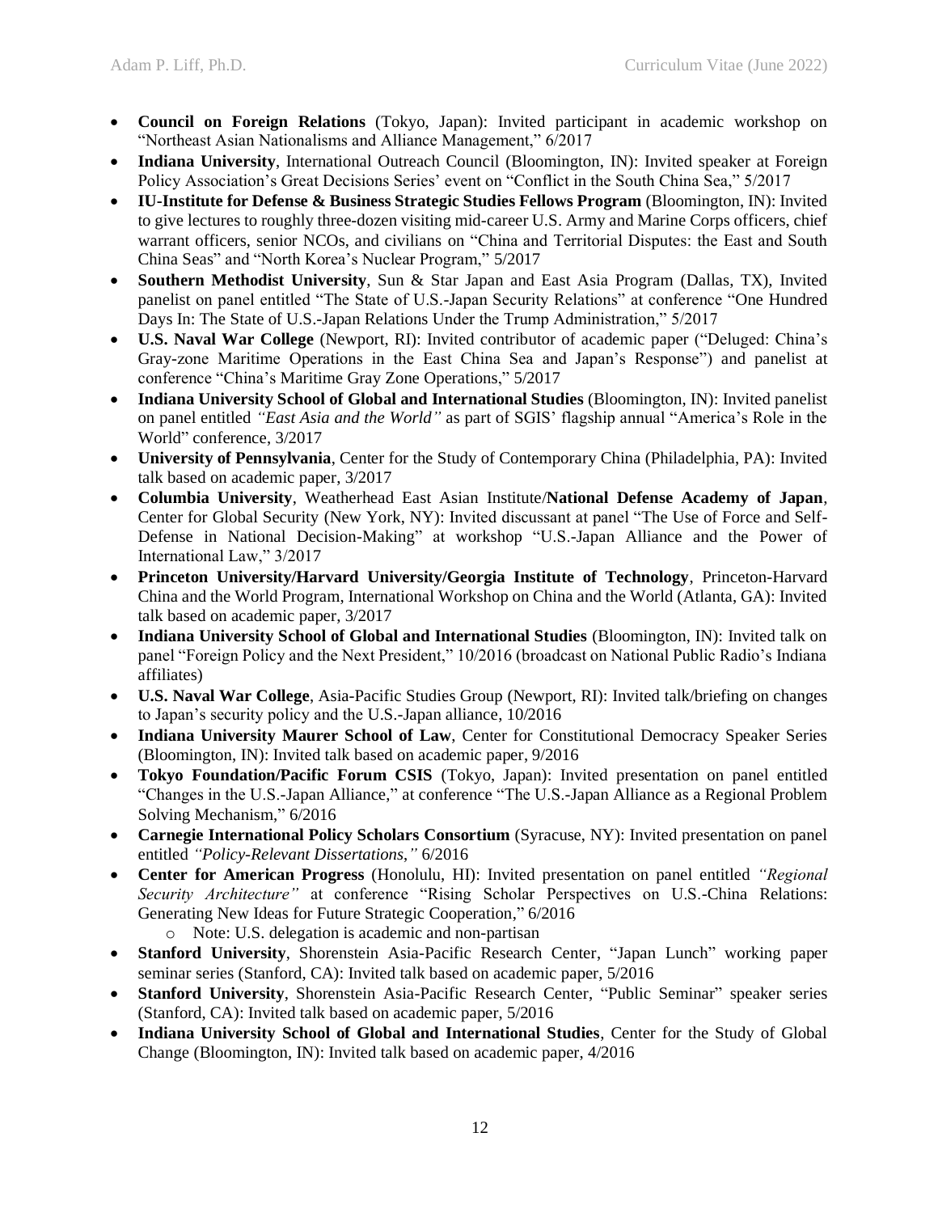- **Council on Foreign Relations** (Tokyo, Japan): Invited participant in academic workshop on "Northeast Asian Nationalisms and Alliance Management," 6/2017
- **Indiana University**, International Outreach Council (Bloomington, IN): Invited speaker at Foreign Policy Association's Great Decisions Series' event on "Conflict in the South China Sea," 5/2017
- **IU-Institute for Defense & Business Strategic Studies Fellows Program** (Bloomington, IN): Invited to give lectures to roughly three-dozen visiting mid-career U.S. Army and Marine Corps officers, chief warrant officers, senior NCOs, and civilians on "China and Territorial Disputes: the East and South China Seas" and "North Korea's Nuclear Program," 5/2017
- **Southern Methodist University**, Sun & Star Japan and East Asia Program (Dallas, TX), Invited panelist on panel entitled "The State of U.S.-Japan Security Relations" at conference "One Hundred Days In: The State of U.S.-Japan Relations Under the Trump Administration," 5/2017
- **U.S. Naval War College** (Newport, RI): Invited contributor of academic paper ("Deluged: China's Gray-zone Maritime Operations in the East China Sea and Japan's Response") and panelist at conference "China's Maritime Gray Zone Operations," 5/2017
- **Indiana University School of Global and International Studies** (Bloomington, IN): Invited panelist on panel entitled *"East Asia and the World"* as part of SGIS' flagship annual "America's Role in the World" conference, 3/2017
- **University of Pennsylvania**, Center for the Study of Contemporary China (Philadelphia, PA): Invited talk based on academic paper, 3/2017
- **Columbia University**, Weatherhead East Asian Institute/**National Defense Academy of Japan**, Center for Global Security (New York, NY): Invited discussant at panel "The Use of Force and Self-Defense in National Decision-Making" at workshop "U.S.-Japan Alliance and the Power of International Law," 3/2017
- **Princeton University/Harvard University/Georgia Institute of Technology**, Princeton-Harvard China and the World Program, International Workshop on China and the World (Atlanta, GA): Invited talk based on academic paper, 3/2017
- **Indiana University School of Global and International Studies** (Bloomington, IN): Invited talk on panel "Foreign Policy and the Next President," 10/2016 (broadcast on National Public Radio's Indiana affiliates)
- **U.S. Naval War College**, Asia-Pacific Studies Group (Newport, RI): Invited talk/briefing on changes to Japan's security policy and the U.S.-Japan alliance, 10/2016
- **Indiana University Maurer School of Law**, Center for Constitutional Democracy Speaker Series (Bloomington, IN): Invited talk based on academic paper, 9/2016
- **Tokyo Foundation/Pacific Forum CSIS** (Tokyo, Japan): Invited presentation on panel entitled "Changes in the U.S.-Japan Alliance," at conference "The U.S.-Japan Alliance as a Regional Problem Solving Mechanism," 6/2016
- **Carnegie International Policy Scholars Consortium** (Syracuse, NY): Invited presentation on panel entitled *"Policy-Relevant Dissertations,"* 6/2016
- **Center for American Progress** (Honolulu, HI): Invited presentation on panel entitled *"Regional Security Architecture"* at conference "Rising Scholar Perspectives on U.S.-China Relations: Generating New Ideas for Future Strategic Cooperation," 6/2016
  - Note: U.S. delegation is academic and non-partisan
- **Stanford University**, Shorenstein Asia-Pacific Research Center, "Japan Lunch" working paper seminar series (Stanford, CA): Invited talk based on academic paper, 5/2016
- **Stanford University**, Shorenstein Asia-Pacific Research Center, "Public Seminar" speaker series (Stanford, CA): Invited talk based on academic paper, 5/2016
- **Indiana University School of Global and International Studies**, Center for the Study of Global Change (Bloomington, IN): Invited talk based on academic paper, 4/2016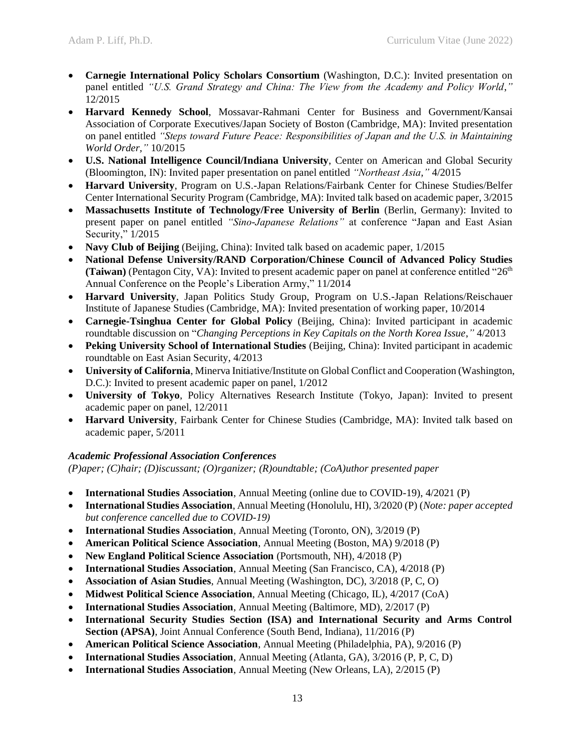- **Carnegie International Policy Scholars Consortium** (Washington, D.C.): Invited presentation on panel entitled *"U.S. Grand Strategy and China: The View from the Academy and Policy World*,*"* 12/2015
- **Harvard Kennedy School**, Mossavar-Rahmani Center for Business and Government/Kansai Association of Corporate Executives/Japan Society of Boston (Cambridge, MA): Invited presentation on panel entitled *"Steps toward Future Peace: Responsibilities of Japan and the U.S. in Maintaining World Order,"* 10/2015
- **U.S. National Intelligence Council/Indiana University**, Center on American and Global Security (Bloomington, IN): Invited paper presentation on panel entitled *"Northeast Asia,"* 4/2015
- **Harvard University**, Program on U.S.-Japan Relations/Fairbank Center for Chinese Studies/Belfer Center International Security Program (Cambridge, MA): Invited talk based on academic paper, 3/2015
- **Massachusetts Institute of Technology/Free University of Berlin** (Berlin, Germany): Invited to present paper on panel entitled *"Sino-Japanese Relations"* at conference "Japan and East Asian Security," 1/2015
- **Navy Club of Beijing** (Beijing, China): Invited talk based on academic paper, 1/2015
- **National Defense University/RAND Corporation/Chinese Council of Advanced Policy Studies (Taiwan)** (Pentagon City, VA): Invited to present academic paper on panel at conference entitled "26th Annual Conference on the People's Liberation Army," 11/2014
- **Harvard University**, Japan Politics Study Group, Program on U.S.-Japan Relations/Reischauer Institute of Japanese Studies (Cambridge, MA): Invited presentation of working paper, 10/2014
- **Carnegie-Tsinghua Center for Global Policy** (Beijing, China): Invited participant in academic roundtable discussion on "*Changing Perceptions in Key Capitals on the North Korea Issue*,*"* 4/2013
- **Peking University School of International Studies** (Beijing, China): Invited participant in academic roundtable on East Asian Security, 4/2013
- **University of California**, Minerva Initiative/Institute on Global Conflict and Cooperation (Washington, D.C.): Invited to present academic paper on panel, 1/2012
- **University of Tokyo**, Policy Alternatives Research Institute (Tokyo, Japan): Invited to present academic paper on panel, 12/2011
- **Harvard University**, Fairbank Center for Chinese Studies (Cambridge, MA): Invited talk based on academic paper, 5/2011

### *Academic Professional Association Conferences*

*(P)aper; (C)hair; (D)iscussant; (O)rganizer; (R)oundtable; (CoA)uthor presented paper*

- **International Studies Association**, Annual Meeting (online due to COVID-19), 4/2021 (P)
- **International Studies Association**, Annual Meeting (Honolulu, HI), 3/2020 (P) (*Note: paper accepted but conference cancelled due to COVID-19)*
- **International Studies Association**, Annual Meeting (Toronto, ON), 3/2019 (P)
- **American Political Science Association**, Annual Meeting (Boston, MA) 9/2018 (P)
- **New England Political Science Association** (Portsmouth, NH), 4/2018 (P)
- **International Studies Association**, Annual Meeting (San Francisco, CA), 4/2018 (P)
- **Association of Asian Studies**, Annual Meeting (Washington, DC), 3/2018 (P, C, O)
- **Midwest Political Science Association**, Annual Meeting (Chicago, IL), 4/2017 (CoA)
- **International Studies Association**, Annual Meeting (Baltimore, MD), 2/2017 (P)
- **International Security Studies Section (ISA) and International Security and Arms Control Section (APSA)**, Joint Annual Conference (South Bend, Indiana), 11/2016 (P)
- **American Political Science Association**, Annual Meeting (Philadelphia, PA), 9/2016 (P)
- **International Studies Association**, Annual Meeting (Atlanta, GA), 3/2016 (P, P, C, D)
- **International Studies Association**, Annual Meeting (New Orleans, LA), 2/2015 (P)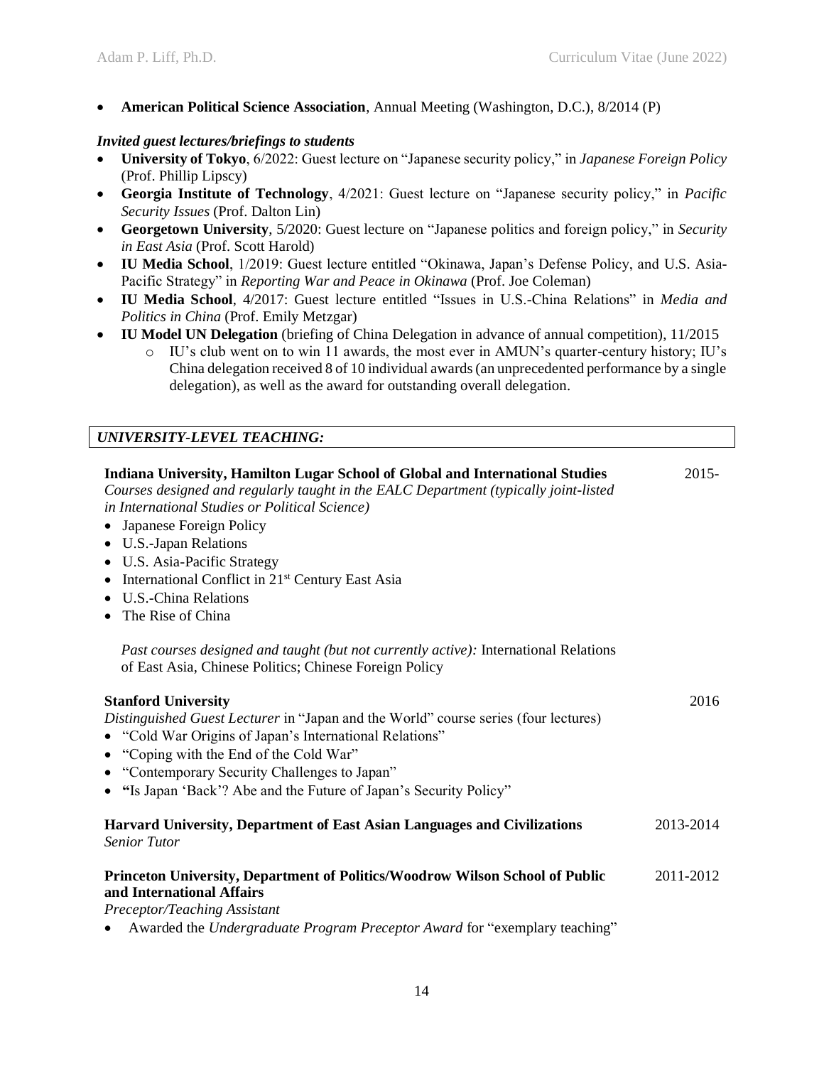- **American Political Science Association**, Annual Meeting (Washington, D.C.), 8/2014 (P)

***Invited guest lectures/briefings to students***

- **University of Tokyo**, 6/2022: Guest lecture on "Japanese security policy," in *Japanese Foreign Policy* (Prof. Phillip Lipscy)
- **Georgia Institute of Technology**, 4/2021: Guest lecture on "Japanese security policy," in *Pacific Security Issues* (Prof. Dalton Lin)
- **Georgetown University**, 5/2020: Guest lecture on "Japanese politics and foreign policy," in *Security in East Asia* (Prof. Scott Harold)
- **IU Media School**, 1/2019: Guest lecture entitled "Okinawa, Japan's Defense Policy, and U.S. Asia-Pacific Strategy" in *Reporting War and Peace in Okinawa* (Prof. Joe Coleman)
- **IU Media School**, 4/2017: Guest lecture entitled "Issues in U.S.-China Relations" in *Media and Politics in China* (Prof. Emily Metzgar)
- **IU Model UN Delegation** (briefing of China Delegation in advance of annual competition), 11/2015
  - IU's club went on to win 11 awards, the most ever in AMUN's quarter-century history; IU's China delegation received 8 of 10 individual awards (an unprecedented performance by a single delegation), as well as the award for outstanding overall delegation.

## *UNIVERSITY-LEVEL TEACHING:*

**Indiana University, Hamilton Lugar School of Global and International Studies** 2015-

*Courses designed and regularly taught in the EALC Department (typically joint-listed in International Studies or Political Science)*

- Japanese Foreign Policy
- U.S.-Japan Relations
- U.S. Asia-Pacific Strategy
- International Conflict in 21st Century East Asia
- U.S.-China Relations
- The Rise of China

*Past courses designed and taught (but not currently active):* International Relations of East Asia, Chinese Politics; Chinese Foreign Policy

**Stanford University** 2016

*Distinguished Guest Lecturer* in "Japan and the World" course series (four lectures)

- "Cold War Origins of Japan's International Relations"
- "Coping with the End of the Cold War"
- "Contemporary Security Challenges to Japan"
- **"**Is Japan 'Back'? Abe and the Future of Japan's Security Policy"

**Harvard University, Department of East Asian Languages and Civilizations** 2013-2014

*Senior Tutor*

**Princeton University, Department of Politics/Woodrow Wilson School of Public and International Affairs** 2011-2012

*Preceptor/Teaching Assistant*

- Awarded the *Undergraduate Program Preceptor Award* for "exemplary teaching"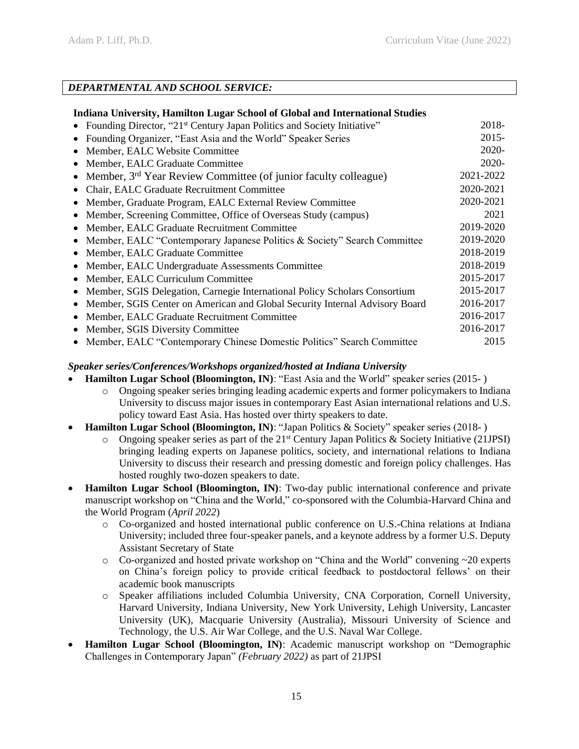## *DEPARTMENTAL AND SCHOOL SERVICE:*

**Indiana University, Hamilton Lugar School of Global and International Studies**

- Founding Director, "21st Century Japan Politics and Society Initiative" 2018-
- Founding Organizer, "East Asia and the World" Speaker Series 2015-
- Member, EALC Website Committee 2020-
- Member, EALC Graduate Committee 2020-
- Member, 3rd Year Review Committee (of junior faculty colleague) 2021-2022
- Chair, EALC Graduate Recruitment Committee 2020-2021
- Member, Graduate Program, EALC External Review Committee 2020-2021
- Member, Screening Committee, Office of Overseas Study (campus) 2021
- Member, EALC Graduate Recruitment Committee 2019-2020
- Member, EALC "Contemporary Japanese Politics & Society" Search Committee 2019-2020
- Member, EALC Graduate Committee 2018-2019
- Member, EALC Undergraduate Assessments Committee 2018-2019
- Member, EALC Curriculum Committee 2015-2017
- Member, SGIS Delegation, Carnegie International Policy Scholars Consortium 2015-2017
- Member, SGIS Center on American and Global Security Internal Advisory Board 2016-2017
- Member, EALC Graduate Recruitment Committee 2016-2017
- Member, SGIS Diversity Committee 2016-2017
- Member, EALC "Contemporary Chinese Domestic Politics" Search Committee 2015

***Speaker series/Conferences/Workshops organized/hosted at Indiana University***

- **Hamilton Lugar School (Bloomington, IN)**: "East Asia and the World" speaker series (2015- )
  - Ongoing speaker series bringing leading academic experts and former policymakers to Indiana University to discuss major issues in contemporary East Asian international relations and U.S. policy toward East Asia. Has hosted over thirty speakers to date.
- **Hamilton Lugar School (Bloomington, IN)**: "Japan Politics & Society" speaker series (2018- )
  - Ongoing speaker series as part of the 21st Century Japan Politics & Society Initiative (21JPSI) bringing leading experts on Japanese politics, society, and international relations to Indiana University to discuss their research and pressing domestic and foreign policy challenges. Has hosted roughly two-dozen speakers to date.
- **Hamilton Lugar School (Bloomington, IN)**: Two-day public international conference and private manuscript workshop on "China and the World," co-sponsored with the Columbia-Harvard China and the World Program (*April 2022*)
  - Co-organized and hosted international public conference on U.S.-China relations at Indiana University; included three four-speaker panels, and a keynote address by a former U.S. Deputy Assistant Secretary of State
  - Co-organized and hosted private workshop on "China and the World" convening ~20 experts on China's foreign policy to provide critical feedback to postdoctoral fellows' on their academic book manuscripts
  - Speaker affiliations included Columbia University, CNA Corporation, Cornell University, Harvard University, Indiana University, New York University, Lehigh University, Lancaster University (UK), Macquarie University (Australia), Missouri University of Science and Technology, the U.S. Air War College, and the U.S. Naval War College.
- **Hamilton Lugar School (Bloomington, IN)**: Academic manuscript workshop on "Demographic Challenges in Contemporary Japan" *(February 2022)* as part of 21JPSI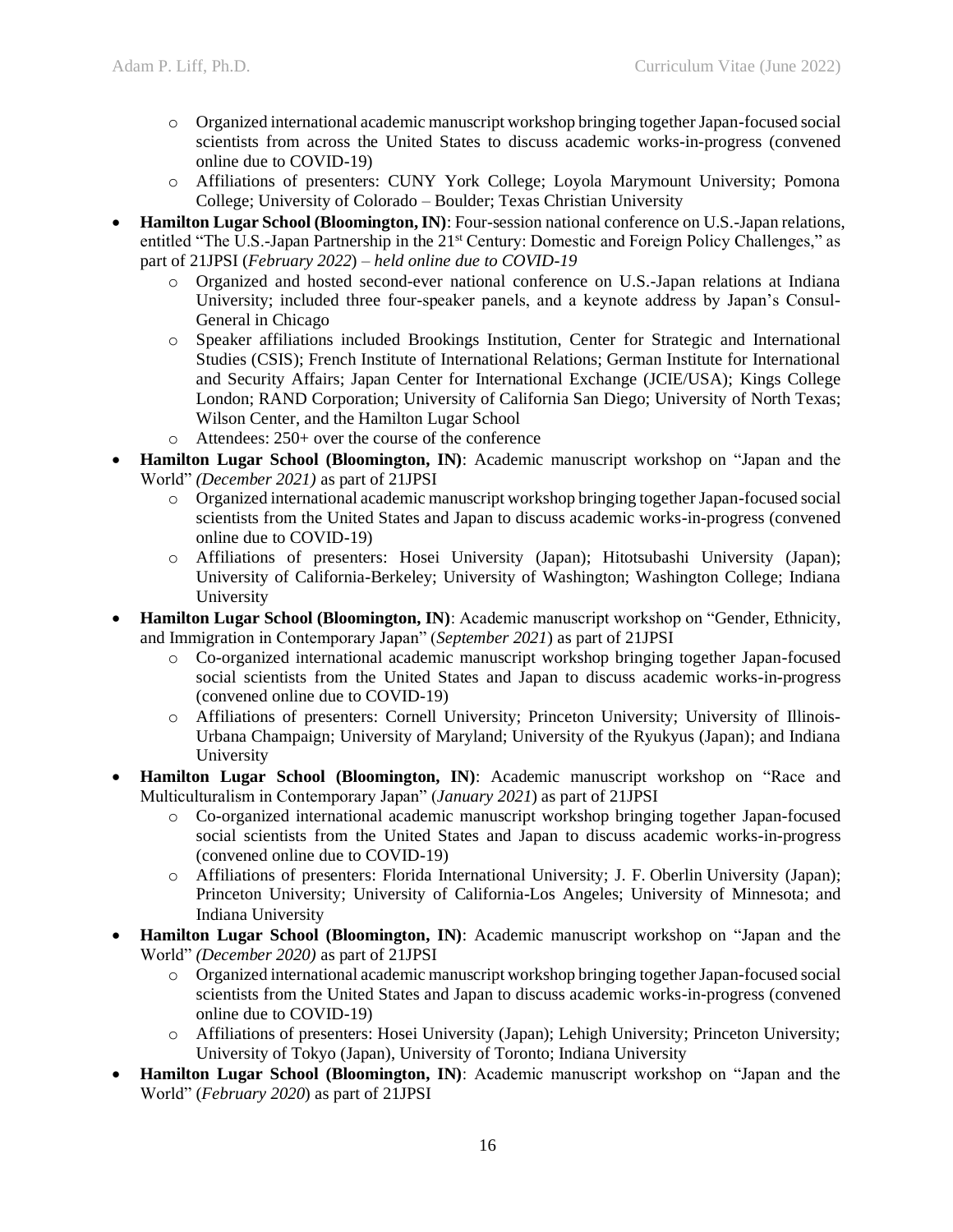- Organized international academic manuscript workshop bringing together Japan-focused social scientists from across the United States to discuss academic works-in-progress (convened online due to COVID-19)
    - Affiliations of presenters: CUNY York College; Loyola Marymount University; Pomona College; University of Colorado – Boulder; Texas Christian University
- **Hamilton Lugar School (Bloomington, IN)**: Four-session national conference on U.S.-Japan relations, entitled "The U.S.-Japan Partnership in the 21st Century: Domestic and Foreign Policy Challenges," as part of 21JPSI (*February 2022*) – *held online due to COVID-19*
    - Organized and hosted second-ever national conference on U.S.-Japan relations at Indiana University; included three four-speaker panels, and a keynote address by Japan's Consul-General in Chicago
    - Speaker affiliations included Brookings Institution, Center for Strategic and International Studies (CSIS); French Institute of International Relations; German Institute for International and Security Affairs; Japan Center for International Exchange (JCIE/USA); Kings College London; RAND Corporation; University of California San Diego; University of North Texas; Wilson Center, and the Hamilton Lugar School
    - Attendees: 250+ over the course of the conference
- **Hamilton Lugar School (Bloomington, IN)**: Academic manuscript workshop on "Japan and the World" *(December 2021)* as part of 21JPSI
    - Organized international academic manuscript workshop bringing together Japan-focused social scientists from the United States and Japan to discuss academic works-in-progress (convened online due to COVID-19)
    - Affiliations of presenters: Hosei University (Japan); Hitotsubashi University (Japan); University of California-Berkeley; University of Washington; Washington College; Indiana University
- **Hamilton Lugar School (Bloomington, IN)**: Academic manuscript workshop on "Gender, Ethnicity, and Immigration in Contemporary Japan" (*September 2021*) as part of 21JPSI
    - Co-organized international academic manuscript workshop bringing together Japan-focused social scientists from the United States and Japan to discuss academic works-in-progress (convened online due to COVID-19)
    - Affiliations of presenters: Cornell University; Princeton University; University of Illinois-Urbana Champaign; University of Maryland; University of the Ryukyus (Japan); and Indiana University
- **Hamilton Lugar School (Bloomington, IN)**: Academic manuscript workshop on "Race and Multiculturalism in Contemporary Japan" (*January 2021*) as part of 21JPSI
    - Co-organized international academic manuscript workshop bringing together Japan-focused social scientists from the United States and Japan to discuss academic works-in-progress (convened online due to COVID-19)
    - Affiliations of presenters: Florida International University; J. F. Oberlin University (Japan); Princeton University; University of California-Los Angeles; University of Minnesota; and Indiana University
- **Hamilton Lugar School (Bloomington, IN)**: Academic manuscript workshop on "Japan and the World" *(December 2020)* as part of 21JPSI
    - Organized international academic manuscript workshop bringing together Japan-focused social scientists from the United States and Japan to discuss academic works-in-progress (convened online due to COVID-19)
    - Affiliations of presenters: Hosei University (Japan); Lehigh University; Princeton University; University of Tokyo (Japan), University of Toronto; Indiana University
- **Hamilton Lugar School (Bloomington, IN)**: Academic manuscript workshop on "Japan and the World" (*February 2020*) as part of 21JPSI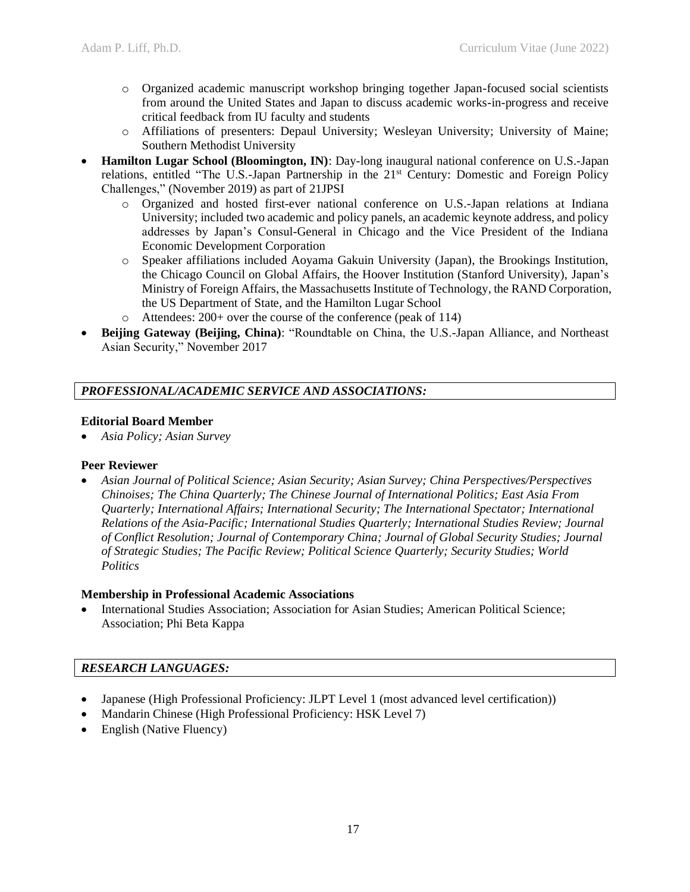- Organized academic manuscript workshop bringing together Japan-focused social scientists from around the United States and Japan to discuss academic works-in-progress and receive critical feedback from IU faculty and students
  - Affiliations of presenters: Depaul University; Wesleyan University; University of Maine; Southern Methodist University
- **Hamilton Lugar School (Bloomington, IN)**: Day-long inaugural national conference on U.S.-Japan relations, entitled "The U.S.-Japan Partnership in the 21st Century: Domestic and Foreign Policy Challenges," (November 2019) as part of 21JPSI
  - Organized and hosted first-ever national conference on U.S.-Japan relations at Indiana University; included two academic and policy panels, an academic keynote address, and policy addresses by Japan's Consul-General in Chicago and the Vice President of the Indiana Economic Development Corporation
  - Speaker affiliations included Aoyama Gakuin University (Japan), the Brookings Institution, the Chicago Council on Global Affairs, the Hoover Institution (Stanford University), Japan's Ministry of Foreign Affairs, the Massachusetts Institute of Technology, the RAND Corporation, the US Department of State, and the Hamilton Lugar School
  - Attendees: 200+ over the course of the conference (peak of 114)
- **Beijing Gateway (Beijing, China)**: "Roundtable on China, the U.S.-Japan Alliance, and Northeast Asian Security," November 2017

## *PROFESSIONAL/ACADEMIC SERVICE AND ASSOCIATIONS:*

**Editorial Board Member**

- *Asia Policy; Asian Survey*

**Peer Reviewer**

- *Asian Journal of Political Science; Asian Security; Asian Survey; China Perspectives/Perspectives Chinoises; The China Quarterly; The Chinese Journal of International Politics; East Asia From Quarterly; International Affairs; International Security; The International Spectator; International Relations of the Asia-Pacific; International Studies Quarterly; International Studies Review; Journal of Conflict Resolution; Journal of Contemporary China; Journal of Global Security Studies; Journal of Strategic Studies; The Pacific Review; Political Science Quarterly; Security Studies; World Politics*

**Membership in Professional Academic Associations**

- International Studies Association; Association for Asian Studies; American Political Science; Association; Phi Beta Kappa

## *RESEARCH LANGUAGES:*

- Japanese (High Professional Proficiency: JLPT Level 1 (most advanced level certification))
- Mandarin Chinese (High Professional Proficiency: HSK Level 7)
- English (Native Fluency)